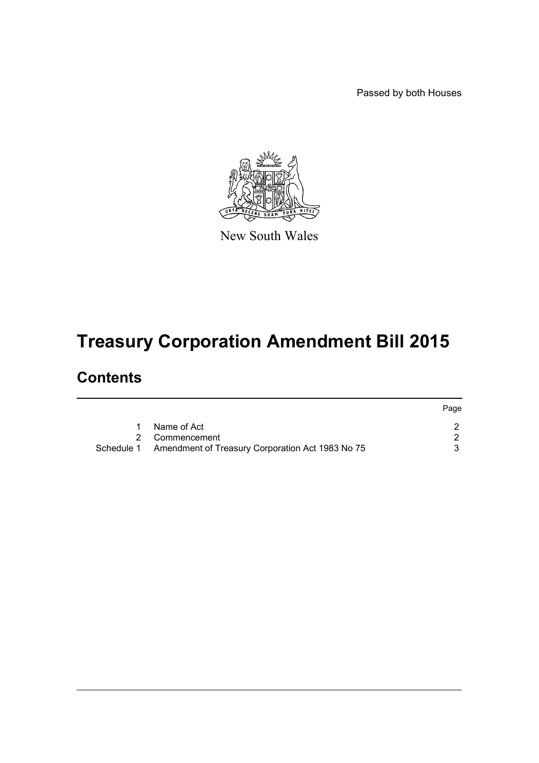Passed by both Houses

New South Wales

# Treasury Corporation Amendment Bill 2015

## Contents

| | | Page |
|---|---|---|
| 1 | Name of Act | 2 |
| 2 | Commencement | 2 |
| Schedule 1 | Amendment of Treasury Corporation Act 1983 No 75 | 3 |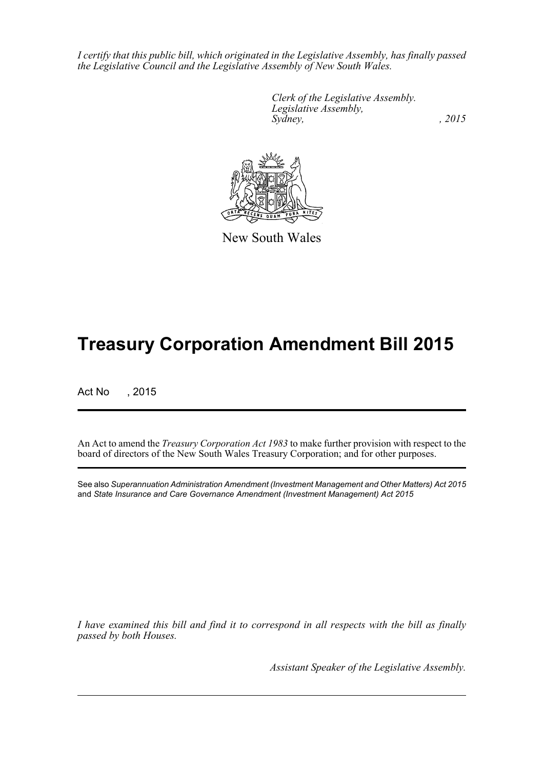*I certify that this public bill, which originated in the Legislative Assembly, has finally passed the Legislative Council and the Legislative Assembly of New South Wales.*

*Clerk of the Legislative Assembly.*
*Legislative Assembly,*
*Sydney, , 2015*

New South Wales

# Treasury Corporation Amendment Bill 2015

Act No , 2015

An Act to amend the *Treasury Corporation Act 1983* to make further provision with respect to the board of directors of the New South Wales Treasury Corporation; and for other purposes.

See also *Superannuation Administration Amendment (Investment Management and Other Matters) Act 2015* and *State Insurance and Care Governance Amendment (Investment Management) Act 2015*

*I have examined this bill and find it to correspond in all respects with the bill as finally passed by both Houses.*

*Assistant Speaker of the Legislative Assembly.*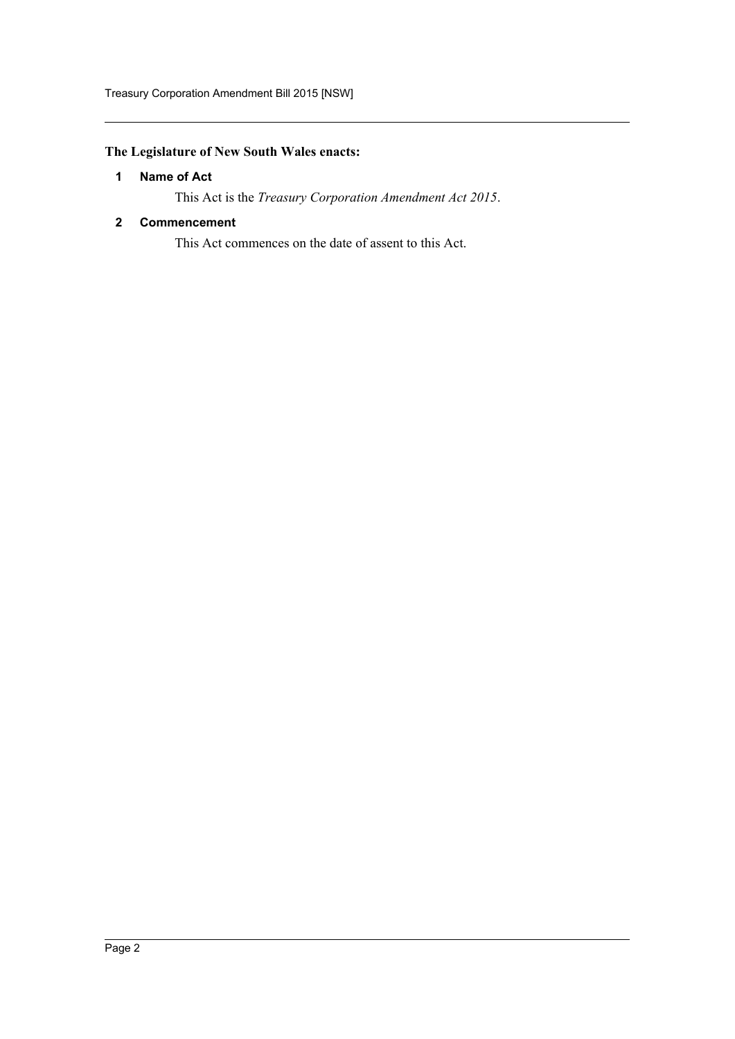**The Legislature of New South Wales enacts:**

## 1 Name of Act

This Act is the *Treasury Corporation Amendment Act 2015*.

## 2 Commencement

This Act commences on the date of assent to this Act.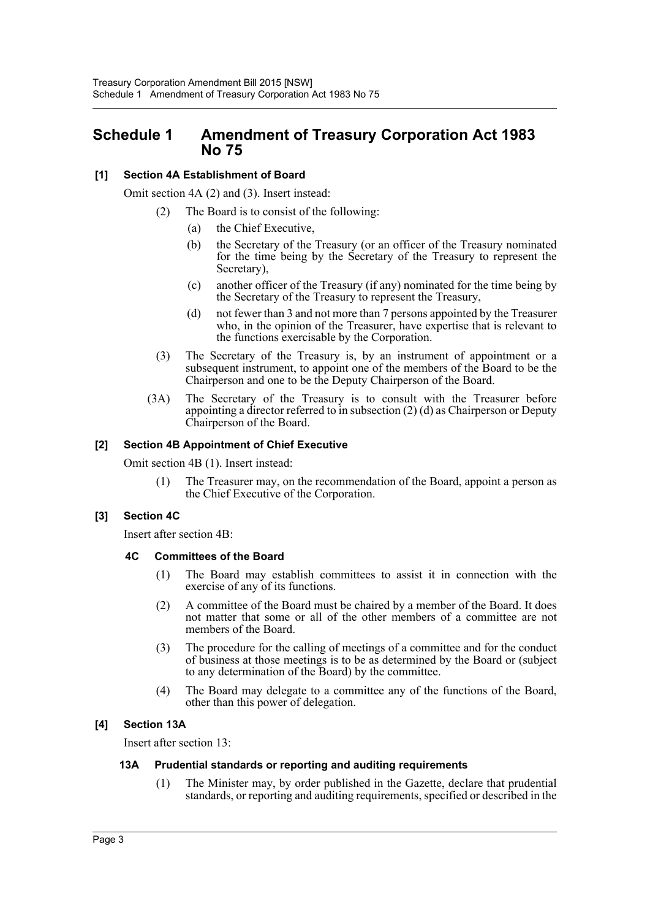## Schedule 1 Amendment of Treasury Corporation Act 1983 No 75

**[1] Section 4A Establishment of Board**

Omit section 4A (2) and (3). Insert instead:

(2) The Board is to consist of the following:

(a) the Chief Executive,

(b) the Secretary of the Treasury (or an officer of the Treasury nominated for the time being by the Secretary of the Treasury to represent the Secretary),

(c) another officer of the Treasury (if any) nominated for the time being by the Secretary of the Treasury to represent the Treasury,

(d) not fewer than 3 and not more than 7 persons appointed by the Treasurer who, in the opinion of the Treasurer, have expertise that is relevant to the functions exercisable by the Corporation.

(3) The Secretary of the Treasury is, by an instrument of appointment or a subsequent instrument, to appoint one of the members of the Board to be the Chairperson and one to be the Deputy Chairperson of the Board.

(3A) The Secretary of the Treasury is to consult with the Treasurer before appointing a director referred to in subsection (2) (d) as Chairperson or Deputy Chairperson of the Board.

**[2] Section 4B Appointment of Chief Executive**

Omit section 4B (1). Insert instead:

(1) The Treasurer may, on the recommendation of the Board, appoint a person as the Chief Executive of the Corporation.

**[3] Section 4C**

Insert after section 4B:

**4C Committees of the Board**

(1) The Board may establish committees to assist it in connection with the exercise of any of its functions.

(2) A committee of the Board must be chaired by a member of the Board. It does not matter that some or all of the other members of a committee are not members of the Board.

(3) The procedure for the calling of meetings of a committee and for the conduct of business at those meetings is to be as determined by the Board or (subject to any determination of the Board) by the committee.

(4) The Board may delegate to a committee any of the functions of the Board, other than this power of delegation.

**[4] Section 13A**

Insert after section 13:

**13A Prudential standards or reporting and auditing requirements**

(1) The Minister may, by order published in the Gazette, declare that prudential standards, or reporting and auditing requirements, specified or described in the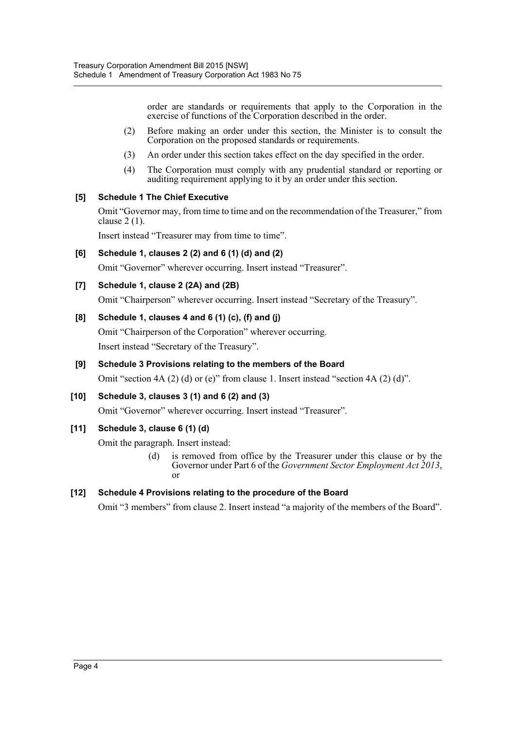order are standards or requirements that apply to the Corporation in the exercise of functions of the Corporation described in the order.

(2) Before making an order under this section, the Minister is to consult the Corporation on the proposed standards or requirements.

(3) An order under this section takes effect on the day specified in the order.

(4) The Corporation must comply with any prudential standard or reporting or auditing requirement applying to it by an order under this section.

**[5] Schedule 1 The Chief Executive**

Omit "Governor may, from time to time and on the recommendation of the Treasurer," from clause 2 (1).

Insert instead "Treasurer may from time to time".

**[6] Schedule 1, clauses 2 (2) and 6 (1) (d) and (2)**

Omit "Governor" wherever occurring. Insert instead "Treasurer".

**[7] Schedule 1, clause 2 (2A) and (2B)**

Omit "Chairperson" wherever occurring. Insert instead "Secretary of the Treasury".

**[8] Schedule 1, clauses 4 and 6 (1) (c), (f) and (j)**

Omit "Chairperson of the Corporation" wherever occurring.

Insert instead "Secretary of the Treasury".

**[9] Schedule 3 Provisions relating to the members of the Board**

Omit "section 4A (2) (d) or (e)" from clause 1. Insert instead "section 4A (2) (d)".

**[10] Schedule 3, clauses 3 (1) and 6 (2) and (3)**

Omit "Governor" wherever occurring. Insert instead "Treasurer".

**[11] Schedule 3, clause 6 (1) (d)**

Omit the paragraph. Insert instead:

(d) is removed from office by the Treasurer under this clause or by the Governor under Part 6 of the *Government Sector Employment Act 2013*, or

**[12] Schedule 4 Provisions relating to the procedure of the Board**

Omit "3 members" from clause 2. Insert instead "a majority of the members of the Board".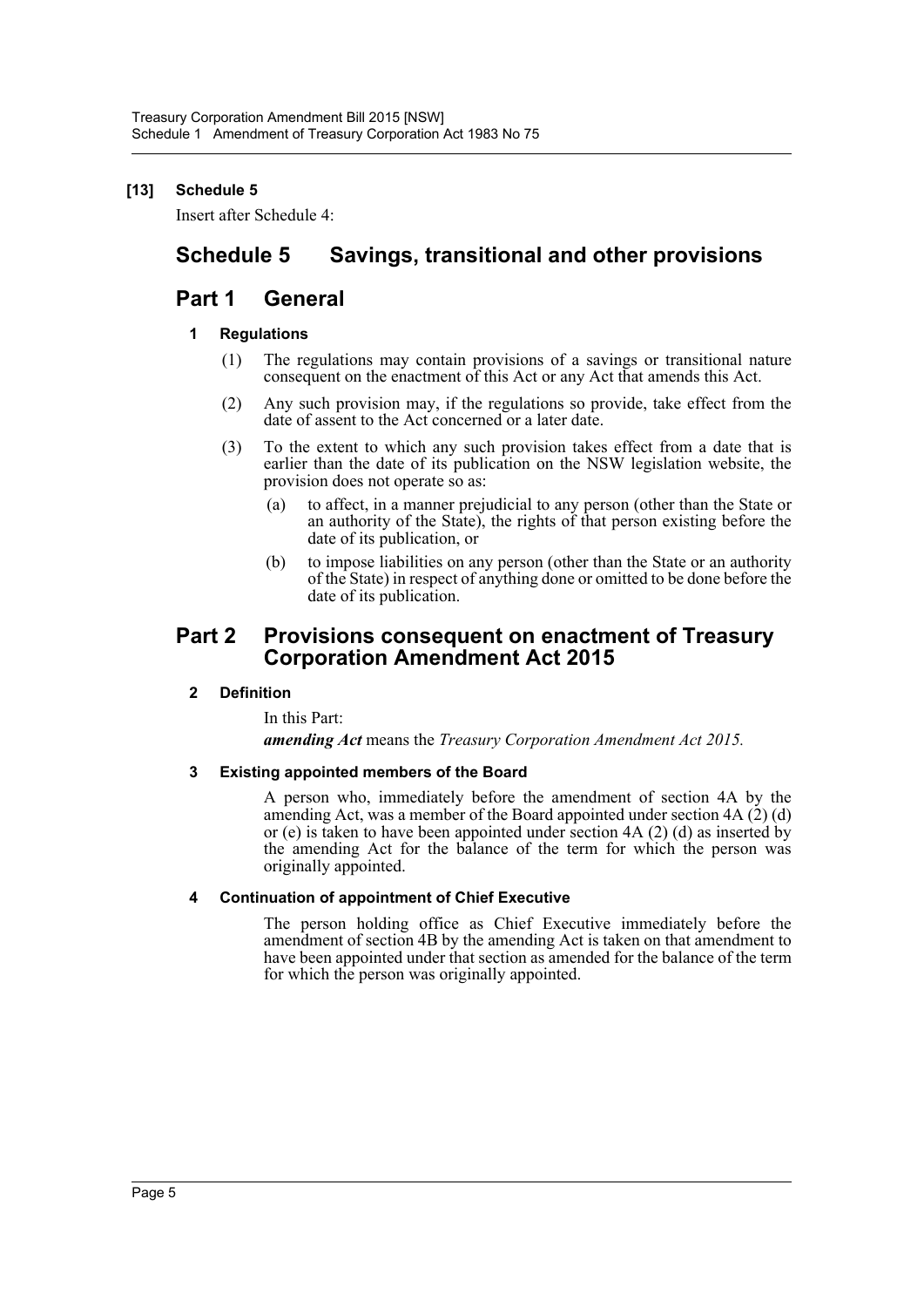**[13] Schedule 5**

Insert after Schedule 4:

# Schedule 5 Savings, transitional and other provisions

## Part 1 General

### 1 Regulations

(1) The regulations may contain provisions of a savings or transitional nature consequent on the enactment of this Act or any Act that amends this Act.

(2) Any such provision may, if the regulations so provide, take effect from the date of assent to the Act concerned or a later date.

(3) To the extent to which any such provision takes effect from a date that is earlier than the date of its publication on the NSW legislation website, the provision does not operate so as:

(a) to affect, in a manner prejudicial to any person (other than the State or an authority of the State), the rights of that person existing before the date of its publication, or

(b) to impose liabilities on any person (other than the State or an authority of the State) in respect of anything done or omitted to be done before the date of its publication.

## Part 2 Provisions consequent on enactment of Treasury Corporation Amendment Act 2015

### 2 Definition

In this Part:

***amending Act*** means the *Treasury Corporation Amendment Act 2015*.

### 3 Existing appointed members of the Board

A person who, immediately before the amendment of section 4A by the amending Act, was a member of the Board appointed under section 4A (2) (d) or (e) is taken to have been appointed under section 4A (2) (d) as inserted by the amending Act for the balance of the term for which the person was originally appointed.

### 4 Continuation of appointment of Chief Executive

The person holding office as Chief Executive immediately before the amendment of section 4B by the amending Act is taken on that amendment to have been appointed under that section as amended for the balance of the term for which the person was originally appointed.